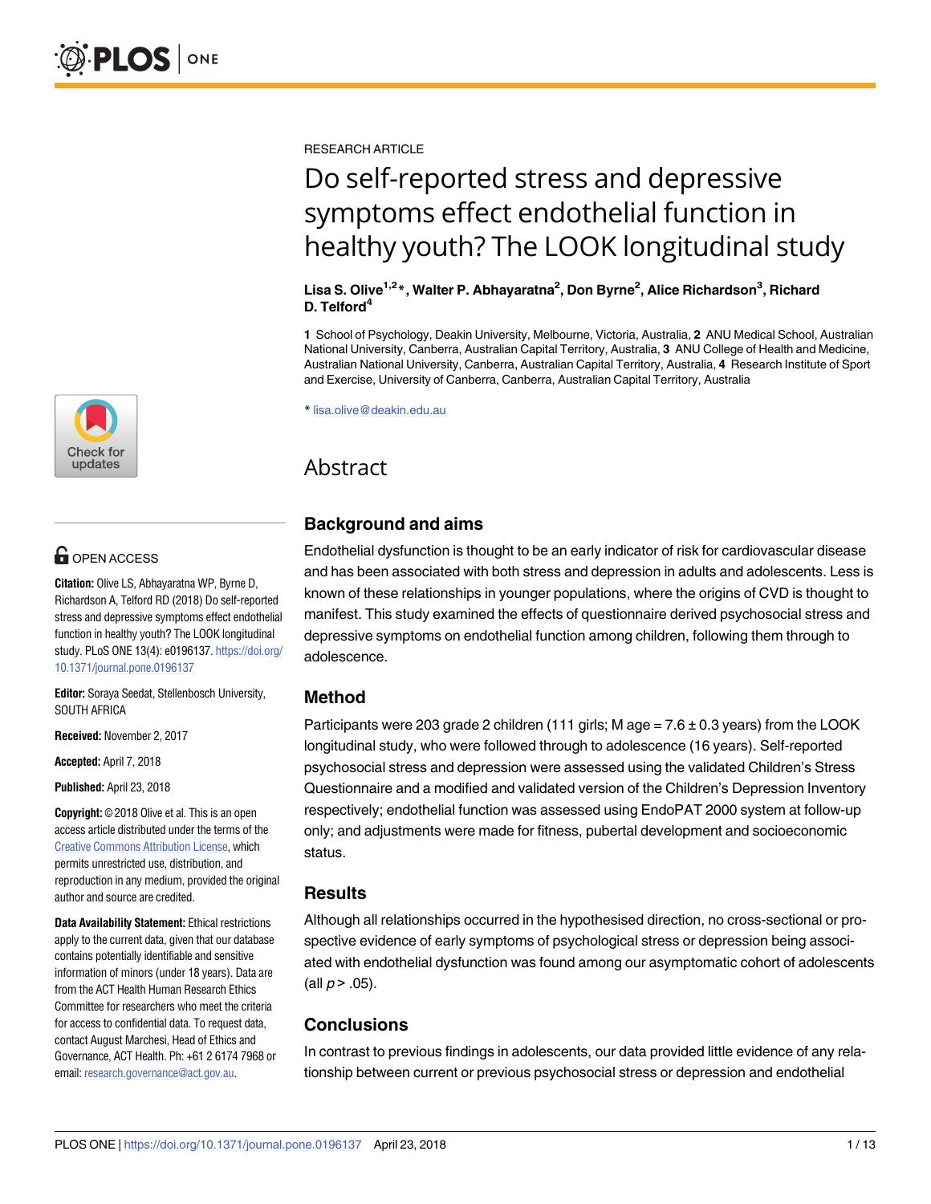RESEARCH ARTICLE

# Do self-reported stress and depressive symptoms effect endothelial function in healthy youth? The LOOK longitudinal study

**Lisa S. Olive[1,2]*, Walter P. Abhayaratna[2], Don Byrne[2], Alice Richardson[3], Richard D. Telford[4]**

**1** School of Psychology, Deakin University, Melbourne, Victoria, Australia, **2** ANU Medical School, Australian National University, Canberra, Australian Capital Territory, Australia, **3** ANU College of Health and Medicine, Australian National University, Canberra, Australian Capital Territory, Australia, **4** Research Institute of Sport and Exercise, University of Canberra, Canberra, Australian Capital Territory, Australia

* lisa.olive@deakin.edu.au

OPEN ACCESS

**Citation:** Olive LS, Abhayaratna WP, Byrne D, Richardson A, Telford RD (2018) Do self-reported stress and depressive symptoms effect endothelial function in healthy youth? The LOOK longitudinal study. PLoS ONE 13(4): e0196137. https://doi.org/10.1371/journal.pone.0196137

**Editor:** Soraya Seedat, Stellenbosch University, SOUTH AFRICA

**Received:** November 2, 2017

**Accepted:** April 7, 2018

**Published:** April 23, 2018

**Copyright:** © 2018 Olive et al. This is an open access article distributed under the terms of the Creative Commons Attribution License, which permits unrestricted use, distribution, and reproduction in any medium, provided the original author and source are credited.

**Data Availability Statement:** Ethical restrictions apply to the current data, given that our database contains potentially identifiable and sensitive information of minors (under 18 years). Data are from the ACT Health Human Research Ethics Committee for researchers who meet the criteria for access to confidential data. To request data, contact August Marchesi, Head of Ethics and Governance, ACT Health. Ph: +61 2 6174 7968 or email: research.governance@act.gov.au.

## Abstract

### Background and aims

Endothelial dysfunction is thought to be an early indicator of risk for cardiovascular disease and has been associated with both stress and depression in adults and adolescents. Less is known of these relationships in younger populations, where the origins of CVD is thought to manifest. This study examined the effects of questionnaire derived psychosocial stress and depressive symptoms on endothelial function among children, following them through to adolescence.

### Method

Participants were 203 grade 2 children (111 girls; M age = 7.6 ± 0.3 years) from the LOOK longitudinal study, who were followed through to adolescence (16 years). Self-reported psychosocial stress and depression were assessed using the validated Children's Stress Questionnaire and a modified and validated version of the Children's Depression Inventory respectively; endothelial function was assessed using EndoPAT 2000 system at follow-up only; and adjustments were made for fitness, pubertal development and socioeconomic status.

### Results

Although all relationships occurred in the hypothesised direction, no cross-sectional or prospective evidence of early symptoms of psychological stress or depression being associated with endothelial dysfunction was found among our asymptomatic cohort of adolescents (all $p > .05$).

### Conclusions

In contrast to previous findings in adolescents, our data provided little evidence of any relationship between current or previous psychosocial stress or depression and endothelial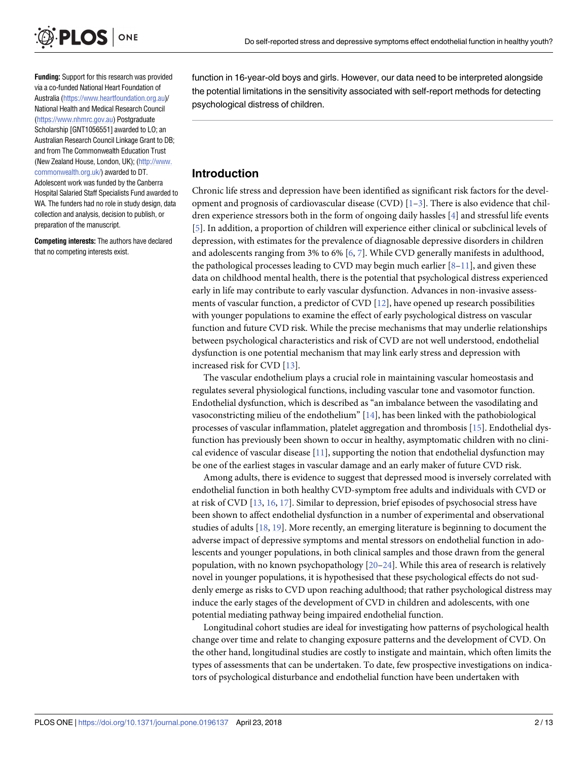**Funding:** Support for this research was provided via a co-funded National Heart Foundation of Australia (https://www.heartfoundation.org.au)/ National Health and Medical Research Council (https://www.nhmrc.gov.au) Postgraduate Scholarship [GNT1056551] awarded to LO; an Australian Research Council Linkage Grant to DB; and from The Commonwealth Education Trust (New Zealand House, London, UK); (http://www.commonwealth.org.uk/) awarded to DT. Adolescent work was funded by the Canberra Hospital Salaried Staff Specialists Fund awarded to WA. The funders had no role in study design, data collection and analysis, decision to publish, or preparation of the manuscript.

**Competing interests:** The authors have declared that no competing interests exist.

function in 16-year-old boys and girls. However, our data need to be interpreted alongside the potential limitations in the sensitivity associated with self-report methods for detecting psychological distress of children.

## Introduction

Chronic life stress and depression have been identified as significant risk factors for the development and prognosis of cardiovascular disease (CVD) [1–3]. There is also evidence that children experience stressors both in the form of ongoing daily hassles [4] and stressful life events [5]. In addition, a proportion of children will experience either clinical or subclinical levels of depression, with estimates for the prevalence of diagnosable depressive disorders in children and adolescents ranging from 3% to 6% [6, 7]. While CVD generally manifests in adulthood, the pathological processes leading to CVD may begin much earlier [8–11], and given these data on childhood mental health, there is the potential that psychological distress experienced early in life may contribute to early vascular dysfunction. Advances in non-invasive assessments of vascular function, a predictor of CVD [12], have opened up research possibilities with younger populations to examine the effect of early psychological distress on vascular function and future CVD risk. While the precise mechanisms that may underlie relationships between psychological characteristics and risk of CVD are not well understood, endothelial dysfunction is one potential mechanism that may link early stress and depression with increased risk for CVD [13].

The vascular endothelium plays a crucial role in maintaining vascular homeostasis and regulates several physiological functions, including vascular tone and vasomotor function. Endothelial dysfunction, which is described as "an imbalance between the vasodilating and vasoconstricting milieu of the endothelium" [14], has been linked with the pathobiological processes of vascular inflammation, platelet aggregation and thrombosis [15]. Endothelial dysfunction has previously been shown to occur in healthy, asymptomatic children with no clinical evidence of vascular disease [11], supporting the notion that endothelial dysfunction may be one of the earliest stages in vascular damage and an early maker of future CVD risk.

Among adults, there is evidence to suggest that depressed mood is inversely correlated with endothelial function in both healthy CVD-symptom free adults and individuals with CVD or at risk of CVD [13, 16, 17]. Similar to depression, brief episodes of psychosocial stress have been shown to affect endothelial dysfunction in a number of experimental and observational studies of adults [18, 19]. More recently, an emerging literature is beginning to document the adverse impact of depressive symptoms and mental stressors on endothelial function in adolescents and younger populations, in both clinical samples and those drawn from the general population, with no known psychopathology [20–24]. While this area of research is relatively novel in younger populations, it is hypothesised that these psychological effects do not suddenly emerge as risks to CVD upon reaching adulthood; that rather psychological distress may induce the early stages of the development of CVD in children and adolescents, with one potential mediating pathway being impaired endothelial function.

Longitudinal cohort studies are ideal for investigating how patterns of psychological health change over time and relate to changing exposure patterns and the development of CVD. On the other hand, longitudinal studies are costly to instigate and maintain, which often limits the types of assessments that can be undertaken. To date, few prospective investigations on indicators of psychological disturbance and endothelial function have been undertaken with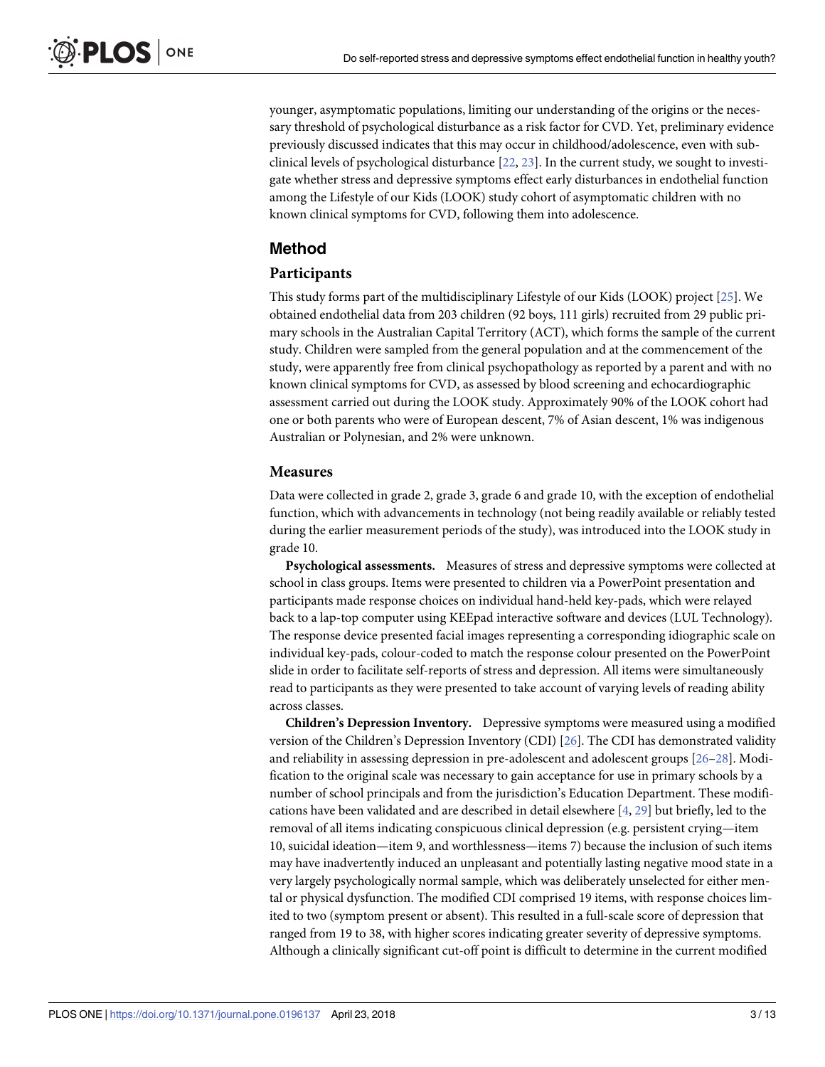younger, asymptomatic populations, limiting our understanding of the origins or the necessary threshold of psychological disturbance as a risk factor for CVD. Yet, preliminary evidence previously discussed indicates that this may occur in childhood/adolescence, even with subclinical levels of psychological disturbance [22, 23]. In the current study, we sought to investigate whether stress and depressive symptoms effect early disturbances in endothelial function among the Lifestyle of our Kids (LOOK) study cohort of asymptomatic children with no known clinical symptoms for CVD, following them into adolescence.

## Method

### Participants

This study forms part of the multidisciplinary Lifestyle of our Kids (LOOK) project [25]. We obtained endothelial data from 203 children (92 boys, 111 girls) recruited from 29 public primary schools in the Australian Capital Territory (ACT), which forms the sample of the current study. Children were sampled from the general population and at the commencement of the study, were apparently free from clinical psychopathology as reported by a parent and with no known clinical symptoms for CVD, as assessed by blood screening and echocardiographic assessment carried out during the LOOK study. Approximately 90% of the LOOK cohort had one or both parents who were of European descent, 7% of Asian descent, 1% was indigenous Australian or Polynesian, and 2% were unknown.

### Measures

Data were collected in grade 2, grade 3, grade 6 and grade 10, with the exception of endothelial function, which with advancements in technology (not being readily available or reliably tested during the earlier measurement periods of the study), was introduced into the LOOK study in grade 10.

**Psychological assessments.** Measures of stress and depressive symptoms were collected at school in class groups. Items were presented to children via a PowerPoint presentation and participants made response choices on individual hand-held key-pads, which were relayed back to a lap-top computer using KEEpad interactive software and devices (LUL Technology). The response device presented facial images representing a corresponding idiographic scale on individual key-pads, colour-coded to match the response colour presented on the PowerPoint slide in order to facilitate self-reports of stress and depression. All items were simultaneously read to participants as they were presented to take account of varying levels of reading ability across classes.

**Children's Depression Inventory.** Depressive symptoms were measured using a modified version of the Children's Depression Inventory (CDI) [26]. The CDI has demonstrated validity and reliability in assessing depression in pre-adolescent and adolescent groups [26–28]. Modification to the original scale was necessary to gain acceptance for use in primary schools by a number of school principals and from the jurisdiction's Education Department. These modifications have been validated and are described in detail elsewhere [4, 29] but briefly, led to the removal of all items indicating conspicuous clinical depression (e.g. persistent crying—item 10, suicidal ideation—item 9, and worthlessness—items 7) because the inclusion of such items may have inadvertently induced an unpleasant and potentially lasting negative mood state in a very largely psychologically normal sample, which was deliberately unselected for either mental or physical dysfunction. The modified CDI comprised 19 items, with response choices limited to two (symptom present or absent). This resulted in a full-scale score of depression that ranged from 19 to 38, with higher scores indicating greater severity of depressive symptoms. Although a clinically significant cut-off point is difficult to determine in the current modified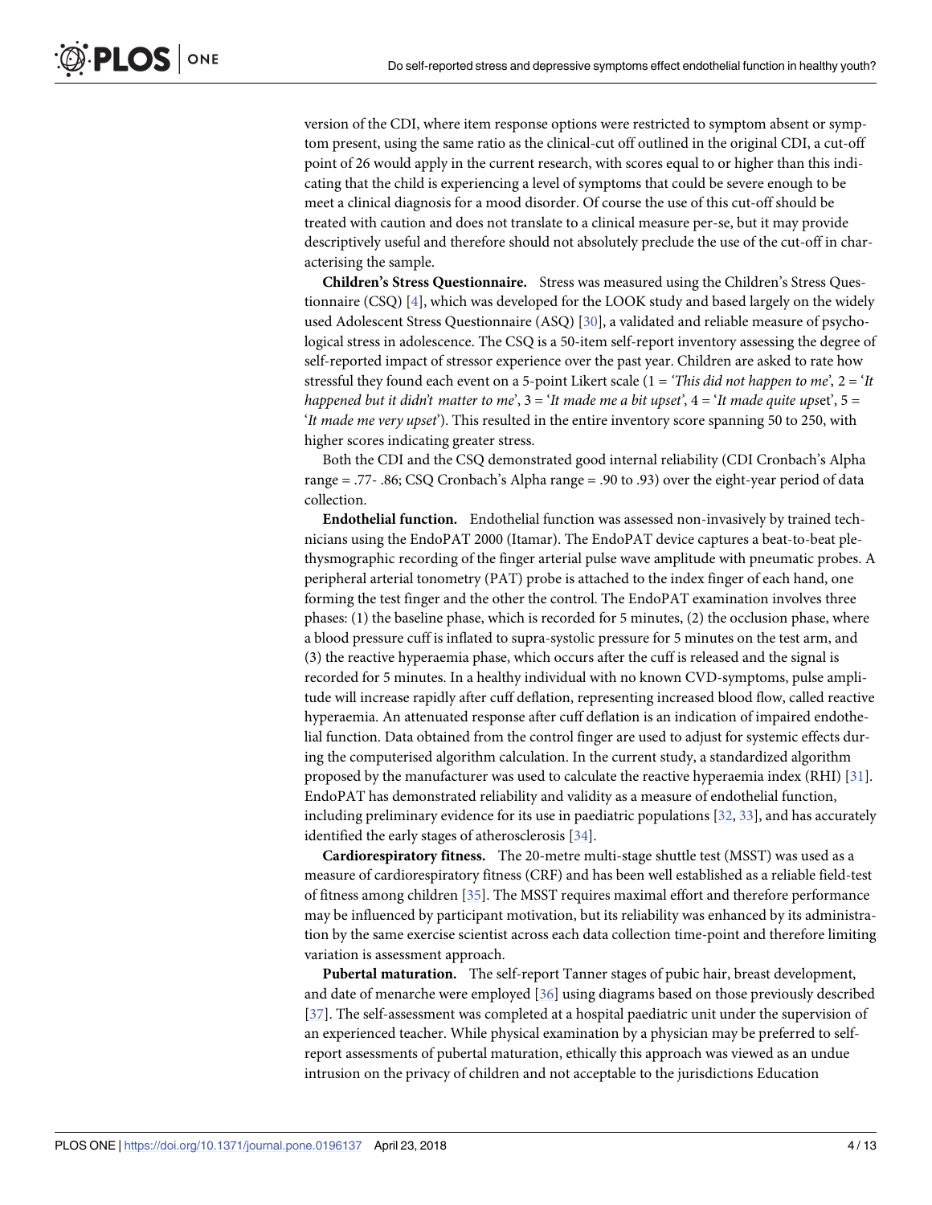version of the CDI, where item response options were restricted to symptom absent or symptom present, using the same ratio as the clinical-cut off outlined in the original CDI, a cut-off point of 26 would apply in the current research, with scores equal to or higher than this indicating that the child is experiencing a level of symptoms that could be severe enough to be meet a clinical diagnosis for a mood disorder. Of course the use of this cut-off should be treated with caution and does not translate to a clinical measure per-se, but it may provide descriptively useful and therefore should not absolutely preclude the use of the cut-off in characterising the sample.

**Children's Stress Questionnaire.** Stress was measured using the Children's Stress Questionnaire (CSQ) [4], which was developed for the LOOK study and based largely on the widely used Adolescent Stress Questionnaire (ASQ) [30], a validated and reliable measure of psychological stress in adolescence. The CSQ is a 50-item self-report inventory assessing the degree of self-reported impact of stressor experience over the past year. Children are asked to rate how stressful they found each event on a 5-point Likert scale (1 = '*This did not happen to me*', 2 = '*It happened but it didn't matter to me*', 3 = '*It made me a bit upset*', 4 = '*It made quite upset*', 5 = '*It made me very upset*'). This resulted in the entire inventory score spanning 50 to 250, with higher scores indicating greater stress.

Both the CDI and the CSQ demonstrated good internal reliability (CDI Cronbach's Alpha range = .77- .86; CSQ Cronbach's Alpha range = .90 to .93) over the eight-year period of data collection.

**Endothelial function.** Endothelial function was assessed non-invasively by trained technicians using the EndoPAT 2000 (Itamar). The EndoPAT device captures a beat-to-beat plethysmographic recording of the finger arterial pulse wave amplitude with pneumatic probes. A peripheral arterial tonometry (PAT) probe is attached to the index finger of each hand, one forming the test finger and the other the control. The EndoPAT examination involves three phases: (1) the baseline phase, which is recorded for 5 minutes, (2) the occlusion phase, where a blood pressure cuff is inflated to supra-systolic pressure for 5 minutes on the test arm, and (3) the reactive hyperaemia phase, which occurs after the cuff is released and the signal is recorded for 5 minutes. In a healthy individual with no known CVD-symptoms, pulse amplitude will increase rapidly after cuff deflation, representing increased blood flow, called reactive hyperaemia. An attenuated response after cuff deflation is an indication of impaired endothelial function. Data obtained from the control finger are used to adjust for systemic effects during the computerised algorithm calculation. In the current study, a standardized algorithm proposed by the manufacturer was used to calculate the reactive hyperaemia index (RHI) [31]. EndoPAT has demonstrated reliability and validity as a measure of endothelial function, including preliminary evidence for its use in paediatric populations [32, 33], and has accurately identified the early stages of atherosclerosis [34].

**Cardiorespiratory fitness.** The 20-metre multi-stage shuttle test (MSST) was used as a measure of cardiorespiratory fitness (CRF) and has been well established as a reliable field-test of fitness among children [35]. The MSST requires maximal effort and therefore performance may be influenced by participant motivation, but its reliability was enhanced by its administration by the same exercise scientist across each data collection time-point and therefore limiting variation is assessment approach.

**Pubertal maturation.** The self-report Tanner stages of pubic hair, breast development, and date of menarche were employed [36] using diagrams based on those previously described [37]. The self-assessment was completed at a hospital paediatric unit under the supervision of an experienced teacher. While physical examination by a physician may be preferred to self-report assessments of pubertal maturation, ethically this approach was viewed as an undue intrusion on the privacy of children and not acceptable to the jurisdictions Education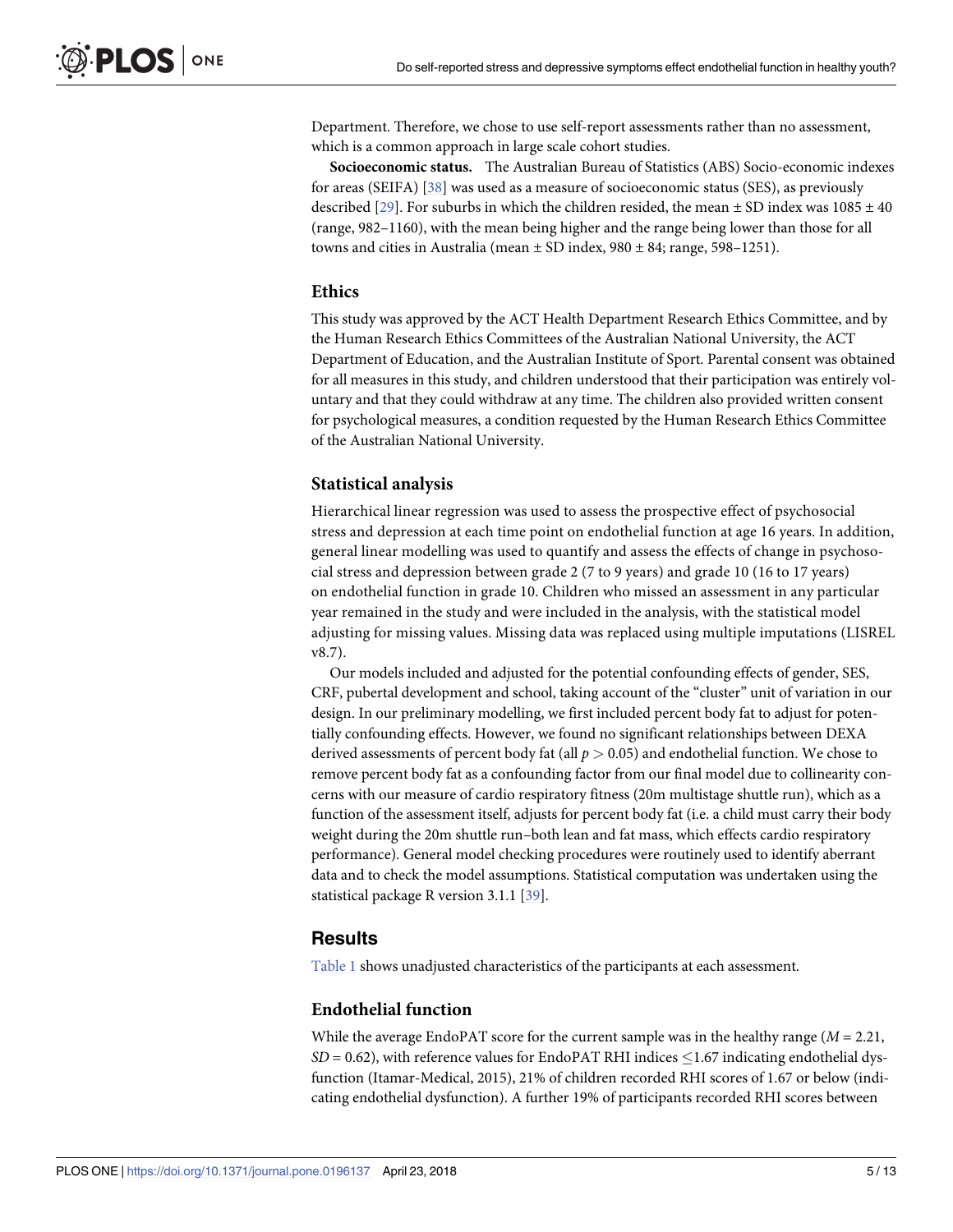Department. Therefore, we chose to use self-report assessments rather than no assessment, which is a common approach in large scale cohort studies.

**Socioeconomic status.** The Australian Bureau of Statistics (ABS) Socio-economic indexes for areas (SEIFA) [38] was used as a measure of socioeconomic status (SES), as previously described [29]. For suburbs in which the children resided, the mean ± SD index was 1085 ± 40 (range, 982–1160), with the mean being higher and the range being lower than those for all towns and cities in Australia (mean ± SD index, 980 ± 84; range, 598–1251).

## Ethics

This study was approved by the ACT Health Department Research Ethics Committee, and by the Human Research Ethics Committees of the Australian National University, the ACT Department of Education, and the Australian Institute of Sport. Parental consent was obtained for all measures in this study, and children understood that their participation was entirely voluntary and that they could withdraw at any time. The children also provided written consent for psychological measures, a condition requested by the Human Research Ethics Committee of the Australian National University.

## Statistical analysis

Hierarchical linear regression was used to assess the prospective effect of psychosocial stress and depression at each time point on endothelial function at age 16 years. In addition, general linear modelling was used to quantify and assess the effects of change in psychosocial stress and depression between grade 2 (7 to 9 years) and grade 10 (16 to 17 years) on endothelial function in grade 10. Children who missed an assessment in any particular year remained in the study and were included in the analysis, with the statistical model adjusting for missing values. Missing data was replaced using multiple imputations (LISREL v8.7).

Our models included and adjusted for the potential confounding effects of gender, SES, CRF, pubertal development and school, taking account of the "cluster" unit of variation in our design. In our preliminary modelling, we first included percent body fat to adjust for potentially confounding effects. However, we found no significant relationships between DEXA derived assessments of percent body fat (all $p > 0.05$) and endothelial function. We chose to remove percent body fat as a confounding factor from our final model due to collinearity concerns with our measure of cardio respiratory fitness (20m multistage shuttle run), which as a function of the assessment itself, adjusts for percent body fat (i.e. a child must carry their body weight during the 20m shuttle run–both lean and fat mass, which effects cardio respiratory performance). General model checking procedures were routinely used to identify aberrant data and to check the model assumptions. Statistical computation was undertaken using the statistical package R version 3.1.1 [39].

# Results

Table 1 shows unadjusted characteristics of the participants at each assessment.

## Endothelial function

While the average EndoPAT score for the current sample was in the healthy range ($M = 2.21$, $SD = 0.62$), with reference values for EndoPAT RHI indices ≤1.67 indicating endothelial dysfunction (Itamar-Medical, 2015), 21% of children recorded RHI scores of 1.67 or below (indicating endothelial dysfunction). A further 19% of participants recorded RHI scores between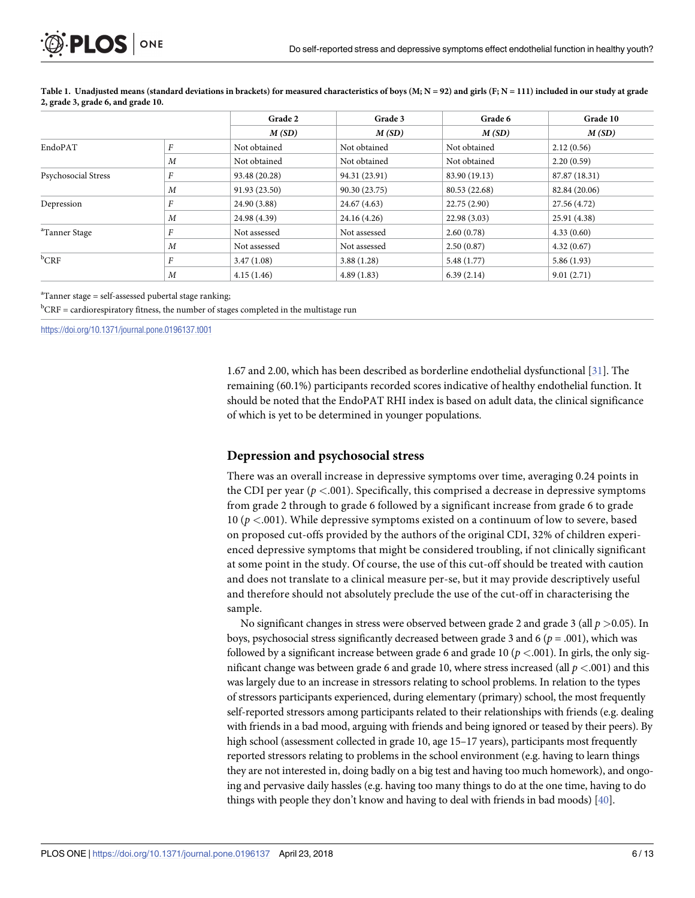**Table 1. Unadjusted means (standard deviations in brackets) for measured characteristics of boys (M; N = 92) and girls (F; N = 111) included in our study at grade 2, grade 3, grade 6, and grade 10.**

| | | Grade 2 | Grade 3 | Grade 6 | Grade 10 |
|---|---|---|---|---|---|
| | | *M (SD)* | *M (SD)* | *M (SD)* | *M (SD)* |
| EndoPAT | *F* | Not obtained | Not obtained | Not obtained | 2.12 (0.56) |
| | *M* | Not obtained | Not obtained | Not obtained | 2.20 (0.59) |
| Psychosocial Stress | *F* | 93.48 (20.28) | 94.31 (23.91) | 83.90 (19.13) | 87.87 (18.31) |
| | *M* | 91.93 (23.50) | 90.30 (23.75) | 80.53 (22.68) | 82.84 (20.06) |
| Depression | *F* | 24.90 (3.88) | 24.67 (4.63) | 22.75 (2.90) | 27.56 (4.72) |
| | *M* | 24.98 (4.39) | 24.16 (4.26) | 22.98 (3.03) | 25.91 (4.38) |
| [a]Tanner Stage | *F* | Not assessed | Not assessed | 2.60 (0.78) | 4.33 (0.60) |
| | *M* | Not assessed | Not assessed | 2.50 (0.87) | 4.32 (0.67) |
| [b]CRF | *F* | 3.47 (1.08) | 3.88 (1.28) | 5.48 (1.77) | 5.86 (1.93) |
| | *M* | 4.15 (1.46) | 4.89 (1.83) | 6.39 (2.14) | 9.01 (2.71) |

[a]Tanner stage = self-assessed pubertal stage ranking;

[b]CRF = cardiorespiratory fitness, the number of stages completed in the multistage run

https://doi.org/10.1371/journal.pone.0196137.t001

1.67 and 2.00, which has been described as borderline endothelial dysfunctional [31]. The remaining (60.1%) participants recorded scores indicative of healthy endothelial function. It should be noted that the EndoPAT RHI index is based on adult data, the clinical significance of which is yet to be determined in younger populations.

## Depression and psychosocial stress

There was an overall increase in depressive symptoms over time, averaging 0.24 points in the CDI per year ($p < .001$). Specifically, this comprised a decrease in depressive symptoms from grade 2 through to grade 6 followed by a significant increase from grade 6 to grade 10 ($p < .001$). While depressive symptoms existed on a continuum of low to severe, based on proposed cut-offs provided by the authors of the original CDI, 32% of children experienced depressive symptoms that might be considered troubling, if not clinically significant at some point in the study. Of course, the use of this cut-off should be treated with caution and does not translate to a clinical measure per-se, but it may provide descriptively useful and therefore should not absolutely preclude the use of the cut-off in characterising the sample.

No significant changes in stress were observed between grade 2 and grade 3 (all $p > 0.05$). In boys, psychosocial stress significantly decreased between grade 3 and 6 ($p = .001$), which was followed by a significant increase between grade 6 and grade 10 ($p < .001$). In girls, the only significant change was between grade 6 and grade 10, where stress increased (all $p < .001$) and this was largely due to an increase in stressors relating to school problems. In relation to the types of stressors participants experienced, during elementary (primary) school, the most frequently self-reported stressors among participants related to their relationships with friends (e.g. dealing with friends in a bad mood, arguing with friends and being ignored or teased by their peers). By high school (assessment collected in grade 10, age 15–17 years), participants most frequently reported stressors relating to problems in the school environment (e.g. having to learn things they are not interested in, doing badly on a big test and having too much homework), and ongoing and pervasive daily hassles (e.g. having too many things to do at the one time, having to do things with people they don't know and having to deal with friends in bad moods) [40].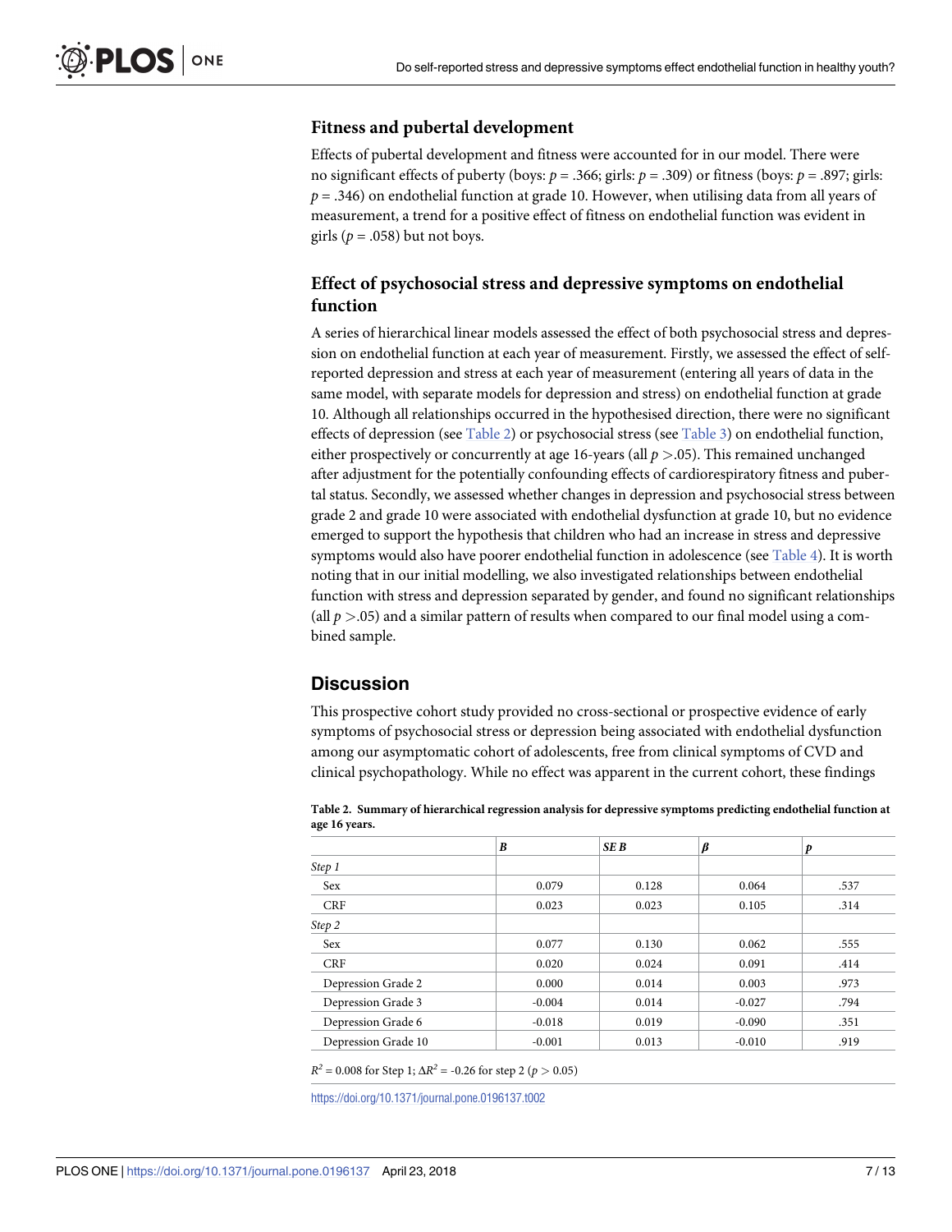## Fitness and pubertal development

Effects of pubertal development and fitness were accounted for in our model. There were no significant effects of puberty (boys: $p = .366$; girls: $p = .309$) or fitness (boys: $p = .897$; girls: $p = .346$) on endothelial function at grade 10. However, when utilising data from all years of measurement, a trend for a positive effect of fitness on endothelial function was evident in girls ($p = .058$) but not boys.

## Effect of psychosocial stress and depressive symptoms on endothelial function

A series of hierarchical linear models assessed the effect of both psychosocial stress and depression on endothelial function at each year of measurement. Firstly, we assessed the effect of self-reported depression and stress at each year of measurement (entering all years of data in the same model, with separate models for depression and stress) on endothelial function at grade 10. Although all relationships occurred in the hypothesised direction, there were no significant effects of depression (see Table 2) or psychosocial stress (see Table 3) on endothelial function, either prospectively or concurrently at age 16-years (all $p > .05$). This remained unchanged after adjustment for the potentially confounding effects of cardiorespiratory fitness and pubertal status. Secondly, we assessed whether changes in depression and psychosocial stress between grade 2 and grade 10 were associated with endothelial dysfunction at grade 10, but no evidence emerged to support the hypothesis that children who had an increase in stress and depressive symptoms would also have poorer endothelial function in adolescence (see Table 4). It is worth noting that in our initial modelling, we also investigated relationships between endothelial function with stress and depression separated by gender, and found no significant relationships (all $p > .05$) and a similar pattern of results when compared to our final model using a combined sample.

# Discussion

This prospective cohort study provided no cross-sectional or prospective evidence of early symptoms of psychosocial stress or depression being associated with endothelial dysfunction among our asymptomatic cohort of adolescents, free from clinical symptoms of CVD and clinical psychopathology. While no effect was apparent in the current cohort, these findings

**Table 2. Summary of hierarchical regression analysis for depressive symptoms predicting endothelial function at age 16 years.**

| | *B* | *SE B* | *β* | *p* |
|---|---|---|---|---|
| *Step 1* | | | | |
| Sex | 0.079 | 0.128 | 0.064 | .537 |
| CRF | 0.023 | 0.023 | 0.105 | .314 |
| *Step 2* | | | | |
| Sex | 0.077 | 0.130 | 0.062 | .555 |
| CRF | 0.020 | 0.024 | 0.091 | .414 |
| Depression Grade 2 | 0.000 | 0.014 | 0.003 | .973 |
| Depression Grade 3 | -0.004 | 0.014 | -0.027 | .794 |
| Depression Grade 6 | -0.018 | 0.019 | -0.090 | .351 |
| Depression Grade 10 | -0.001 | 0.013 | -0.010 | .919 |

$R^2 = 0.008$ for Step 1; $\Delta R^2 = -0.26$ for step 2 ($p > 0.05$)

https://doi.org/10.1371/journal.pone.0196137.t002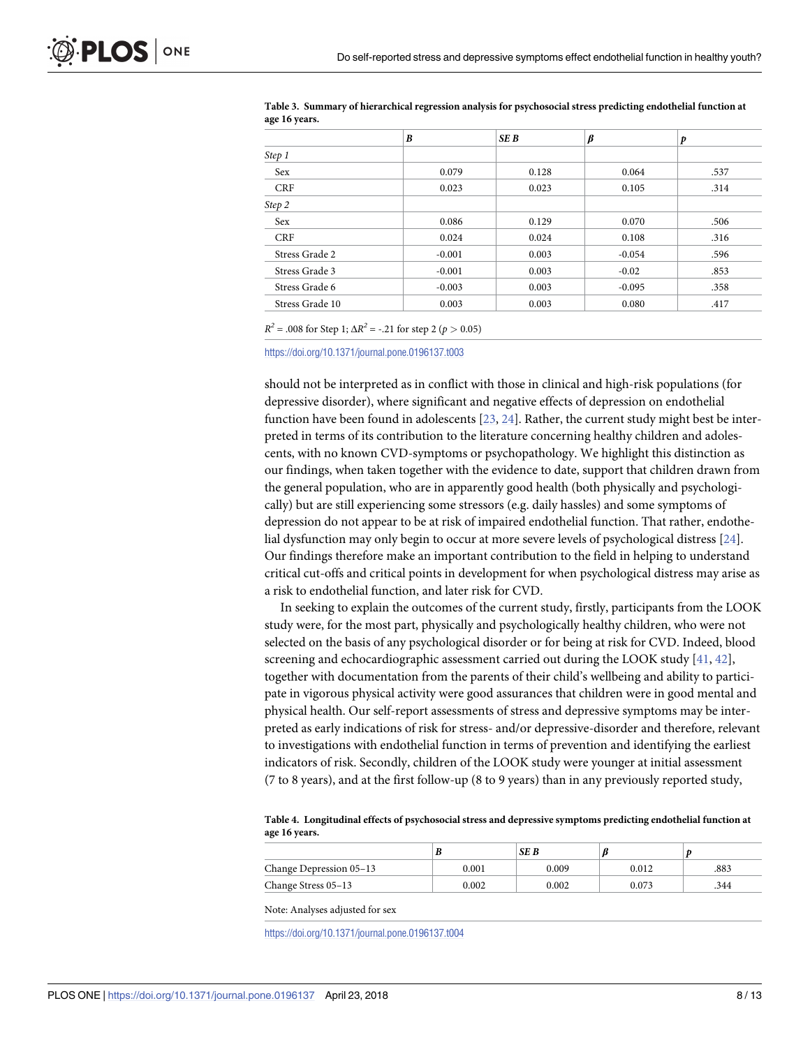**Table 3. Summary of hierarchical regression analysis for psychosocial stress predicting endothelial function at age 16 years.**

| | *B* | *SE B* | *β* | *p* |
|---|---|---|---|---|
| *Step 1* | | | | |
| Sex | 0.079 | 0.128 | 0.064 | .537 |
| CRF | 0.023 | 0.023 | 0.105 | .314 |
| *Step 2* | | | | |
| Sex | 0.086 | 0.129 | 0.070 | .506 |
| CRF | 0.024 | 0.024 | 0.108 | .316 |
| Stress Grade 2 | -0.001 | 0.003 | -0.054 | .596 |
| Stress Grade 3 | -0.001 | 0.003 | -0.02 | .853 |
| Stress Grade 6 | -0.003 | 0.003 | -0.095 | .358 |
| Stress Grade 10 | 0.003 | 0.003 | 0.080 | .417 |

$R^2$ = .008 for Step 1; $\Delta R^2$ = -.21 for step 2 ($p > 0.05$)

https://doi.org/10.1371/journal.pone.0196137.t003

should not be interpreted as in conflict with those in clinical and high-risk populations (for depressive disorder), where significant and negative effects of depression on endothelial function have been found in adolescents [23, 24]. Rather, the current study might best be interpreted in terms of its contribution to the literature concerning healthy children and adolescents, with no known CVD-symptoms or psychopathology. We highlight this distinction as our findings, when taken together with the evidence to date, support that children drawn from the general population, who are in apparently good health (both physically and psychologically) but are still experiencing some stressors (e.g. daily hassles) and some symptoms of depression do not appear to be at risk of impaired endothelial function. That rather, endothelial dysfunction may only begin to occur at more severe levels of psychological distress [24]. Our findings therefore make an important contribution to the field in helping to understand critical cut-offs and critical points in development for when psychological distress may arise as a risk to endothelial function, and later risk for CVD.

In seeking to explain the outcomes of the current study, firstly, participants from the LOOK study were, for the most part, physically and psychologically healthy children, who were not selected on the basis of any psychological disorder or for being at risk for CVD. Indeed, blood screening and echocardiographic assessment carried out during the LOOK study [41, 42], together with documentation from the parents of their child's wellbeing and ability to participate in vigorous physical activity were good assurances that children were in good mental and physical health. Our self-report assessments of stress and depressive symptoms may be interpreted as early indications of risk for stress- and/or depressive-disorder and therefore, relevant to investigations with endothelial function in terms of prevention and identifying the earliest indicators of risk. Secondly, children of the LOOK study were younger at initial assessment (7 to 8 years), and at the first follow-up (8 to 9 years) than in any previously reported study,

**Table 4. Longitudinal effects of psychosocial stress and depressive symptoms predicting endothelial function at age 16 years.**

| | *B* | *SE B* | *β* | *p* |
|---|---|---|---|---|
| Change Depression 05–13 | 0.001 | 0.009 | 0.012 | .883 |
| Change Stress 05–13 | 0.002 | 0.002 | 0.073 | .344 |

Note: Analyses adjusted for sex

https://doi.org/10.1371/journal.pone.0196137.t004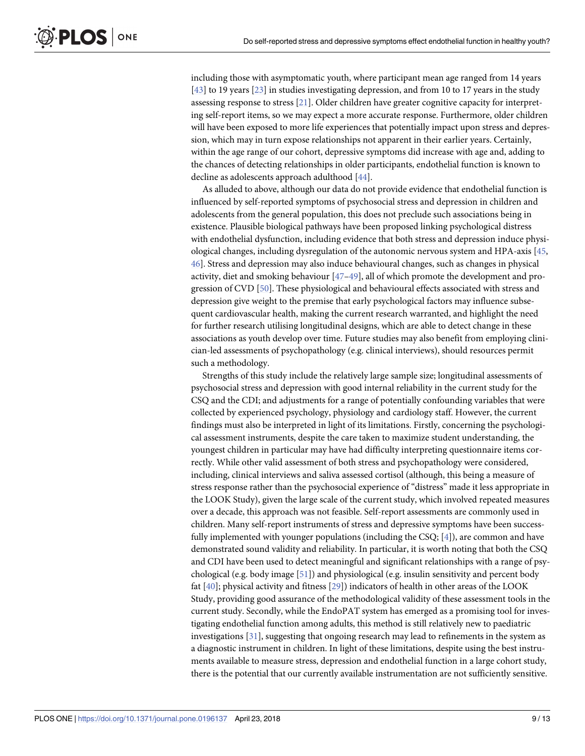including those with asymptomatic youth, where participant mean age ranged from 14 years [43] to 19 years [23] in studies investigating depression, and from 10 to 17 years in the study assessing response to stress [21]. Older children have greater cognitive capacity for interpreting self-report items, so we may expect a more accurate response. Furthermore, older children will have been exposed to more life experiences that potentially impact upon stress and depression, which may in turn expose relationships not apparent in their earlier years. Certainly, within the age range of our cohort, depressive symptoms did increase with age and, adding to the chances of detecting relationships in older participants, endothelial function is known to decline as adolescents approach adulthood [44].

As alluded to above, although our data do not provide evidence that endothelial function is influenced by self-reported symptoms of psychosocial stress and depression in children and adolescents from the general population, this does not preclude such associations being in existence. Plausible biological pathways have been proposed linking psychological distress with endothelial dysfunction, including evidence that both stress and depression induce physiological changes, including dysregulation of the autonomic nervous system and HPA-axis [45, 46]. Stress and depression may also induce behavioural changes, such as changes in physical activity, diet and smoking behaviour [47–49], all of which promote the development and progression of CVD [50]. These physiological and behavioural effects associated with stress and depression give weight to the premise that early psychological factors may influence subsequent cardiovascular health, making the current research warranted, and highlight the need for further research utilising longitudinal designs, which are able to detect change in these associations as youth develop over time. Future studies may also benefit from employing clinician-led assessments of psychopathology (e.g. clinical interviews), should resources permit such a methodology.

Strengths of this study include the relatively large sample size; longitudinal assessments of psychosocial stress and depression with good internal reliability in the current study for the CSQ and the CDI; and adjustments for a range of potentially confounding variables that were collected by experienced psychology, physiology and cardiology staff. However, the current findings must also be interpreted in light of its limitations. Firstly, concerning the psychological assessment instruments, despite the care taken to maximize student understanding, the youngest children in particular may have had difficulty interpreting questionnaire items correctly. While other valid assessment of both stress and psychopathology were considered, including, clinical interviews and saliva assessed cortisol (although, this being a measure of stress response rather than the psychosocial experience of "distress" made it less appropriate in the LOOK Study), given the large scale of the current study, which involved repeated measures over a decade, this approach was not feasible. Self-report assessments are commonly used in children. Many self-report instruments of stress and depressive symptoms have been successfully implemented with younger populations (including the CSQ; [4]), are common and have demonstrated sound validity and reliability. In particular, it is worth noting that both the CSQ and CDI have been used to detect meaningful and significant relationships with a range of psychological (e.g. body image [51]) and physiological (e.g. insulin sensitivity and percent body fat [40]; physical activity and fitness [29]) indicators of health in other areas of the LOOK Study, providing good assurance of the methodological validity of these assessment tools in the current study. Secondly, while the EndoPAT system has emerged as a promising tool for investigating endothelial function among adults, this method is still relatively new to paediatric investigations [31], suggesting that ongoing research may lead to refinements in the system as a diagnostic instrument in children. In light of these limitations, despite using the best instruments available to measure stress, depression and endothelial function in a large cohort study, there is the potential that our currently available instrumentation are not sufficiently sensitive.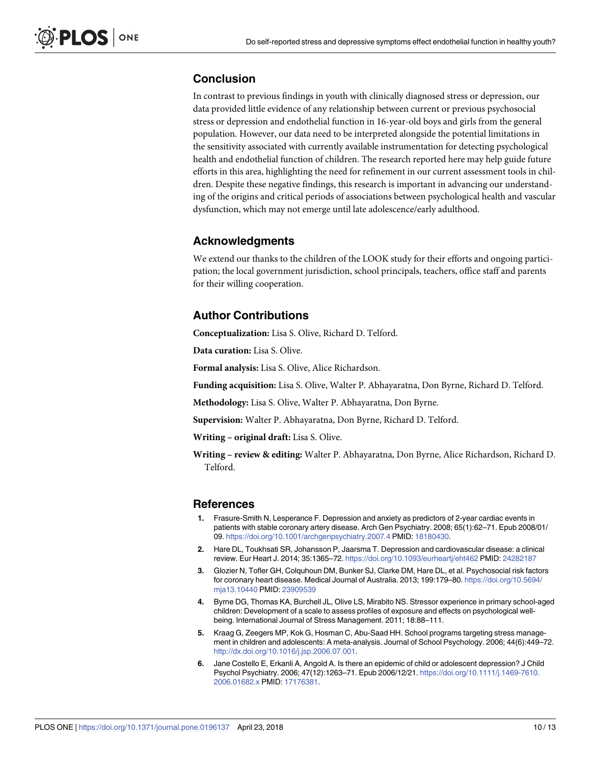## Conclusion

In contrast to previous findings in youth with clinically diagnosed stress or depression, our data provided little evidence of any relationship between current or previous psychosocial stress or depression and endothelial function in 16-year-old boys and girls from the general population. However, our data need to be interpreted alongside the potential limitations in the sensitivity associated with currently available instrumentation for detecting psychological health and endothelial function of children. The research reported here may help guide future efforts in this area, highlighting the need for refinement in our current assessment tools in children. Despite these negative findings, this research is important in advancing our understanding of the origins and critical periods of associations between psychological health and vascular dysfunction, which may not emerge until late adolescence/early adulthood.

## Acknowledgments

We extend our thanks to the children of the LOOK study for their efforts and ongoing participation; the local government jurisdiction, school principals, teachers, office staff and parents for their willing cooperation.

## Author Contributions

**Conceptualization:** Lisa S. Olive, Richard D. Telford.

**Data curation:** Lisa S. Olive.

**Formal analysis:** Lisa S. Olive, Alice Richardson.

**Funding acquisition:** Lisa S. Olive, Walter P. Abhayaratna, Don Byrne, Richard D. Telford.

**Methodology:** Lisa S. Olive, Walter P. Abhayaratna, Don Byrne.

**Supervision:** Walter P. Abhayaratna, Don Byrne, Richard D. Telford.

**Writing – original draft:** Lisa S. Olive.

**Writing – review & editing:** Walter P. Abhayaratna, Don Byrne, Alice Richardson, Richard D. Telford.

## References

1. Frasure-Smith N, Lesperance F. Depression and anxiety as predictors of 2-year cardiac events in patients with stable coronary artery disease. Arch Gen Psychiatry. 2008; 65(1):62–71. Epub 2008/01/09. https://doi.org/10.1001/archgenpsychiatry.2007.4 PMID: 18180430.
2. Hare DL, Toukhsati SR, Johansson P, Jaarsma T. Depression and cardiovascular disease: a clinical review. Eur Heart J. 2014; 35:1365–72. https://doi.org/10.1093/eurheartj/eht462 PMID: 24282187
3. Glozier N, Tofler GH, Colquhoun DM, Bunker SJ, Clarke DM, Hare DL, et al. Psychosocial risk factors for coronary heart disease. Medical Journal of Australia. 2013; 199:179–80. https://doi.org/10.5694/mja13.10440 PMID: 23909539
4. Byrne DG, Thomas KA, Burchell JL, Olive LS, Mirabito NS. Stressor experience in primary school-aged children: Development of a scale to assess profiles of exposure and effects on psychological well-being. International Journal of Stress Management. 2011; 18:88–111.
5. Kraag G, Zeegers MP, Kok G, Hosman C, Abu-Saad HH. School programs targeting stress management in children and adolescents: A meta-analysis. Journal of School Psychology. 2006; 44(6):449–72. http://dx.doi.org/10.1016/j.jsp.2006.07.001.
6. Jane Costello E, Erkanli A, Angold A. Is there an epidemic of child or adolescent depression? J Child Psychol Psychiatry. 2006; 47(12):1263–71. Epub 2006/12/21. https://doi.org/10.1111/j.1469-7610.2006.01682.x PMID: 17176381.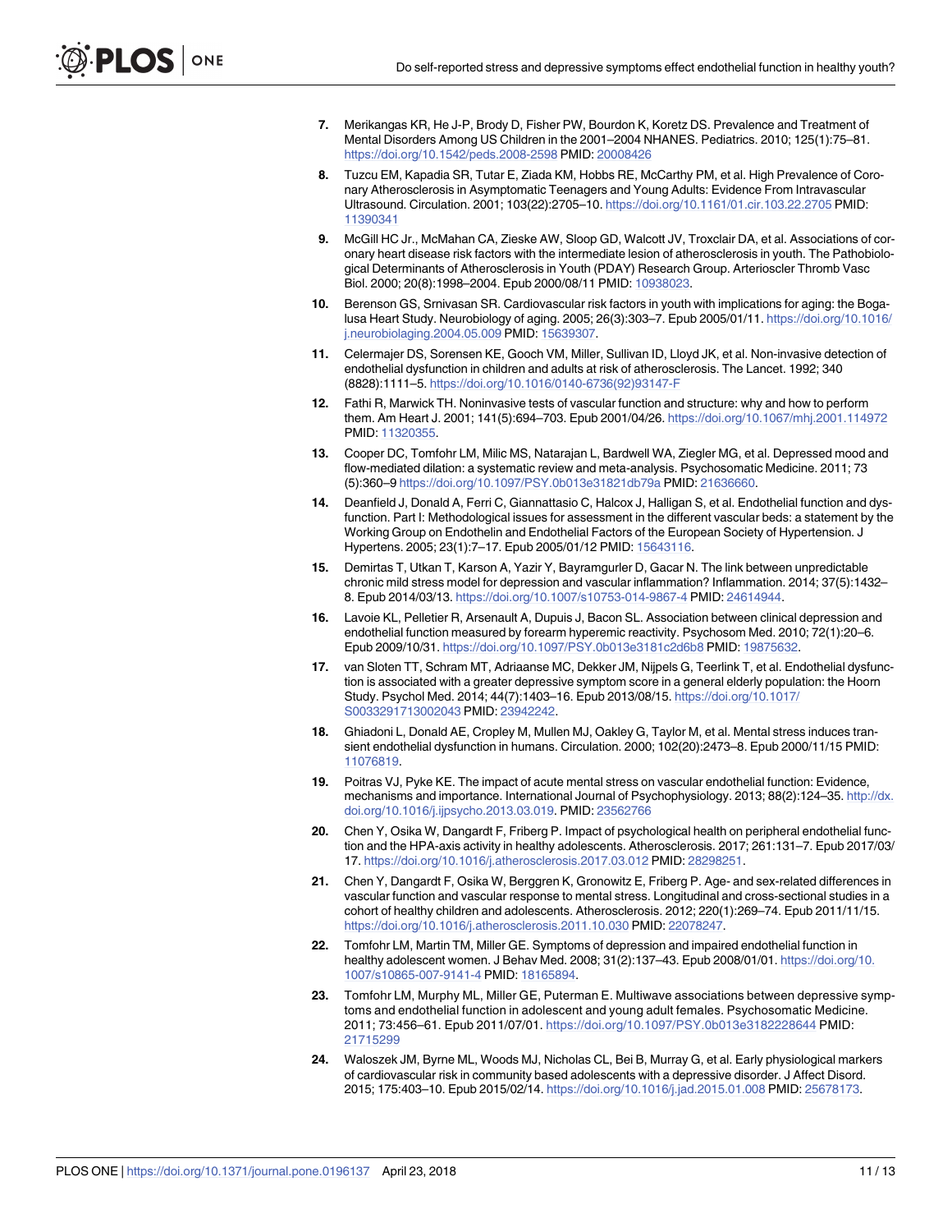7. Merikangas KR, He J-P, Brody D, Fisher PW, Bourdon K, Koretz DS. Prevalence and Treatment of Mental Disorders Among US Children in the 2001–2004 NHANES. Pediatrics. 2010; 125(1):75–81. https://doi.org/10.1542/peds.2008-2598 PMID: 20008426

8. Tuzcu EM, Kapadia SR, Tutar E, Ziada KM, Hobbs RE, McCarthy PM, et al. High Prevalence of Coronary Atherosclerosis in Asymptomatic Teenagers and Young Adults: Evidence From Intravascular Ultrasound. Circulation. 2001; 103(22):2705–10. https://doi.org/10.1161/01.cir.103.22.2705 PMID: 11390341

9. McGill HC Jr., McMahan CA, Zieske AW, Sloop GD, Walcott JV, Troxclair DA, et al. Associations of coronary heart disease risk factors with the intermediate lesion of atherosclerosis in youth. The Pathobiological Determinants of Atherosclerosis in Youth (PDAY) Research Group. Arterioscler Thromb Vasc Biol. 2000; 20(8):1998–2004. Epub 2000/08/11 PMID: 10938023.

10. Berenson GS, Srnivasan SR. Cardiovascular risk factors in youth with implications for aging: the Bogalusa Heart Study. Neurobiology of aging. 2005; 26(3):303–7. Epub 2005/01/11. https://doi.org/10.1016/j.neurobiolaging.2004.05.009 PMID: 15639307.

11. Celermajer DS, Sorensen KE, Gooch VM, Miller, Sullivan ID, Lloyd JK, et al. Non-invasive detection of endothelial dysfunction in children and adults at risk of atherosclerosis. The Lancet. 1992; 340 (8828):1111–5. https://doi.org/10.1016/0140-6736(92)93147-F

12. Fathi R, Marwick TH. Noninvasive tests of vascular function and structure: why and how to perform them. Am Heart J. 2001; 141(5):694–703. Epub 2001/04/26. https://doi.org/10.1067/mhj.2001.114972 PMID: 11320355.

13. Cooper DC, Tomfohr LM, Milic MS, Natarajan L, Bardwell WA, Ziegler MG, et al. Depressed mood and flow-mediated dilation: a systematic review and meta-analysis. Psychosomatic Medicine. 2011; 73 (5):360–9 https://doi.org/10.1097/PSY.0b013e31821db79a PMID: 21636660.

14. Deanfield J, Donald A, Ferri C, Giannattasio C, Halcox J, Halligan S, et al. Endothelial function and dysfunction. Part I: Methodological issues for assessment in the different vascular beds: a statement by the Working Group on Endothelin and Endothelial Factors of the European Society of Hypertension. J Hypertens. 2005; 23(1):7–17. Epub 2005/01/12 PMID: 15643116.

15. Demirtas T, Utkan T, Karson A, Yazir Y, Bayramgurler D, Gacar N. The link between unpredictable chronic mild stress model for depression and vascular inflammation? Inflammation. 2014; 37(5):1432–8. Epub 2014/03/13. https://doi.org/10.1007/s10753-014-9867-4 PMID: 24614944.

16. Lavoie KL, Pelletier R, Arsenault A, Dupuis J, Bacon SL. Association between clinical depression and endothelial function measured by forearm hyperemic reactivity. Psychosom Med. 2010; 72(1):20–6. Epub 2009/10/31. https://doi.org/10.1097/PSY.0b013e3181c2d6b8 PMID: 19875632.

17. van Sloten TT, Schram MT, Adriaanse MC, Dekker JM, Nijpels G, Teerlink T, et al. Endothelial dysfunction is associated with a greater depressive symptom score in a general elderly population: the Hoorn Study. Psychol Med. 2014; 44(7):1403–16. Epub 2013/08/15. https://doi.org/10.1017/S0033291713002043 PMID: 23942242.

18. Ghiadoni L, Donald AE, Cropley M, Mullen MJ, Oakley G, Taylor M, et al. Mental stress induces transient endothelial dysfunction in humans. Circulation. 2000; 102(20):2473–8. Epub 2000/11/15 PMID: 11076819.

19. Poitras VJ, Pyke KE. The impact of acute mental stress on vascular endothelial function: Evidence, mechanisms and importance. International Journal of Psychophysiology. 2013; 88(2):124–35. http://dx.doi.org/10.1016/j.ijpsycho.2013.03.019. PMID: 23562766

20. Chen Y, Osika W, Dangardt F, Friberg P. Impact of psychological health on peripheral endothelial function and the HPA-axis activity in healthy adolescents. Atherosclerosis. 2017; 261:131–7. Epub 2017/03/17. https://doi.org/10.1016/j.atherosclerosis.2017.03.012 PMID: 28298251.

21. Chen Y, Dangardt F, Osika W, Berggren K, Gronowitz E, Friberg P. Age- and sex-related differences in vascular function and vascular response to mental stress. Longitudinal and cross-sectional studies in a cohort of healthy children and adolescents. Atherosclerosis. 2012; 220(1):269–74. Epub 2011/11/15. https://doi.org/10.1016/j.atherosclerosis.2011.10.030 PMID: 22078247.

22. Tomfohr LM, Martin TM, Miller GE. Symptoms of depression and impaired endothelial function in healthy adolescent women. J Behav Med. 2008; 31(2):137–43. Epub 2008/01/01. https://doi.org/10.1007/s10865-007-9141-4 PMID: 18165894.

23. Tomfohr LM, Murphy ML, Miller GE, Puterman E. Multiwave associations between depressive symptoms and endothelial function in adolescent and young adult females. Psychosomatic Medicine. 2011; 73:456–61. Epub 2011/07/01. https://doi.org/10.1097/PSY.0b013e3182228644 PMID: 21715299

24. Waloszek JM, Byrne ML, Woods MJ, Nicholas CL, Bei B, Murray G, et al. Early physiological markers of cardiovascular risk in community based adolescents with a depressive disorder. J Affect Disord. 2015; 175:403–10. Epub 2015/02/14. https://doi.org/10.1016/j.jad.2015.01.008 PMID: 25678173.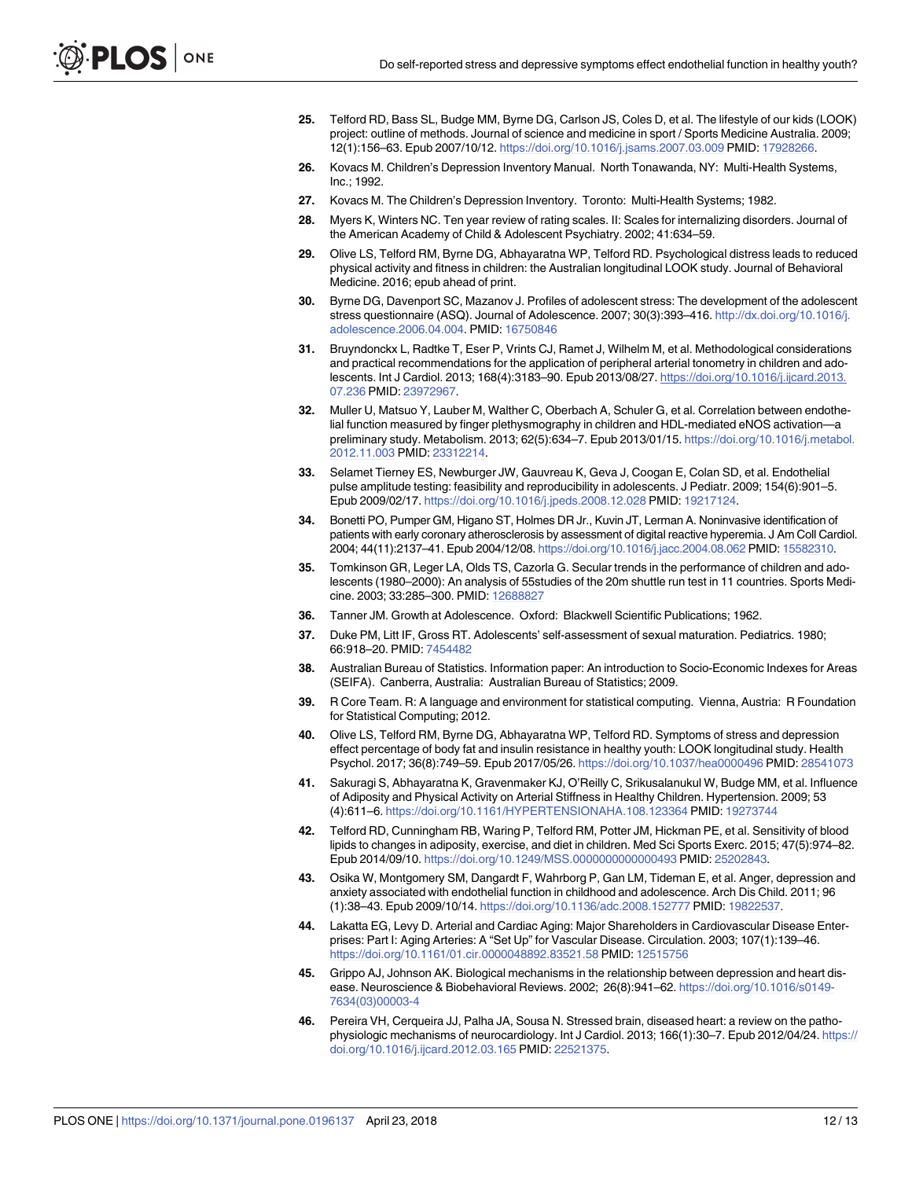25. Telford RD, Bass SL, Budge MM, Byrne DG, Carlson JS, Coles D, et al. The lifestyle of our kids (LOOK) project: outline of methods. Journal of science and medicine in sport / Sports Medicine Australia. 2009; 12(1):156–63. Epub 2007/10/12. https://doi.org/10.1016/j.jsams.2007.03.009 PMID: 17928266.

26. Kovacs M. Children's Depression Inventory Manual. North Tonawanda, NY: Multi-Health Systems, Inc.; 1992.

27. Kovacs M. The Children's Depression Inventory. Toronto: Multi-Health Systems; 1982.

28. Myers K, Winters NC. Ten year review of rating scales. II: Scales for internalizing disorders. Journal of the American Academy of Child & Adolescent Psychiatry. 2002; 41:634–59.

29. Olive LS, Telford RM, Byrne DG, Abhayaratna WP, Telford RD. Psychological distress leads to reduced physical activity and fitness in children: the Australian longitudinal LOOK study. Journal of Behavioral Medicine. 2016; epub ahead of print.

30. Byrne DG, Davenport SC, Mazanov J. Profiles of adolescent stress: The development of the adolescent stress questionnaire (ASQ). Journal of Adolescence. 2007; 30(3):393–416. http://dx.doi.org/10.1016/j.adolescence.2006.04.004. PMID: 16750846

31. Bruyndonckx L, Radtke T, Eser P, Vrints CJ, Ramet J, Wilhelm M, et al. Methodological considerations and practical recommendations for the application of peripheral arterial tonometry in children and adolescents. Int J Cardiol. 2013; 168(4):3183–90. Epub 2013/08/27. https://doi.org/10.1016/j.ijcard.2013.07.236 PMID: 23972967.

32. Muller U, Matsuo Y, Lauber M, Walther C, Oberbach A, Schuler G, et al. Correlation between endothelial function measured by finger plethysmography in children and HDL-mediated eNOS activation—a preliminary study. Metabolism. 2013; 62(5):634–7. Epub 2013/01/15. https://doi.org/10.1016/j.metabol.2012.11.003 PMID: 23312214.

33. Selamet Tierney ES, Newburger JW, Gauvreau K, Geva J, Coogan E, Colan SD, et al. Endothelial pulse amplitude testing: feasibility and reproducibility in adolescents. J Pediatr. 2009; 154(6):901–5. Epub 2009/02/17. https://doi.org/10.1016/j.jpeds.2008.12.028 PMID: 19217124.

34. Bonetti PO, Pumper GM, Higano ST, Holmes DR Jr., Kuvin JT, Lerman A. Noninvasive identification of patients with early coronary atherosclerosis by assessment of digital reactive hyperemia. J Am Coll Cardiol. 2004; 44(11):2137–41. Epub 2004/12/08. https://doi.org/10.1016/j.jacc.2004.08.062 PMID: 15582310.

35. Tomkinson GR, Leger LA, Olds TS, Cazorla G. Secular trends in the performance of children and adolescents (1980–2000): An analysis of 55studies of the 20m shuttle run test in 11 countries. Sports Medicine. 2003; 33:285–300. PMID: 12688827

36. Tanner JM. Growth at Adolescence. Oxford: Blackwell Scientific Publications; 1962.

37. Duke PM, Litt IF, Gross RT. Adolescents' self-assessment of sexual maturation. Pediatrics. 1980; 66:918–20. PMID: 7454482

38. Australian Bureau of Statistics. Information paper: An introduction to Socio-Economic Indexes for Areas (SEIFA). Canberra, Australia: Australian Bureau of Statistics; 2009.

39. R Core Team. R: A language and environment for statistical computing. Vienna, Austria: R Foundation for Statistical Computing; 2012.

40. Olive LS, Telford RM, Byrne DG, Abhayaratna WP, Telford RD. Symptoms of stress and depression effect percentage of body fat and insulin resistance in healthy youth: LOOK longitudinal study. Health Psychol. 2017; 36(8):749–59. Epub 2017/05/26. https://doi.org/10.1037/hea0000496 PMID: 28541073

41. Sakuragi S, Abhayaratna K, Gravenmaker KJ, O'Reilly C, Srikusalanukul W, Budge MM, et al. Influence of Adiposity and Physical Activity on Arterial Stiffness in Healthy Children. Hypertension. 2009; 53(4):611–6. https://doi.org/10.1161/HYPERTENSIONAHA.108.123364 PMID: 19273744

42. Telford RD, Cunningham RB, Waring P, Telford RM, Potter JM, Hickman PE, et al. Sensitivity of blood lipids to changes in adiposity, exercise, and diet in children. Med Sci Sports Exerc. 2015; 47(5):974–82. Epub 2014/09/10. https://doi.org/10.1249/MSS.0000000000000493 PMID: 25202843.

43. Osika W, Montgomery SM, Dangardt F, Wahrborg P, Gan LM, Tideman E, et al. Anger, depression and anxiety associated with endothelial function in childhood and adolescence. Arch Dis Child. 2011; 96(1):38–43. Epub 2009/10/14. https://doi.org/10.1136/adc.2008.152777 PMID: 19822537.

44. Lakatta EG, Levy D. Arterial and Cardiac Aging: Major Shareholders in Cardiovascular Disease Enterprises: Part I: Aging Arteries: A "Set Up" for Vascular Disease. Circulation. 2003; 107(1):139–46. https://doi.org/10.1161/01.cir.0000048892.83521.58 PMID: 12515756

45. Grippo AJ, Johnson AK. Biological mechanisms in the relationship between depression and heart disease. Neuroscience & Biobehavioral Reviews. 2002; 26(8):941–62. https://doi.org/10.1016/s0149-7634(03)00003-4

46. Pereira VH, Cerqueira JJ, Palha JA, Sousa N. Stressed brain, diseased heart: a review on the pathophysiologic mechanisms of neurocardiology. Int J Cardiol. 2013; 166(1):30–7. Epub 2012/04/24. https://doi.org/10.1016/j.ijcard.2012.03.165 PMID: 22521375.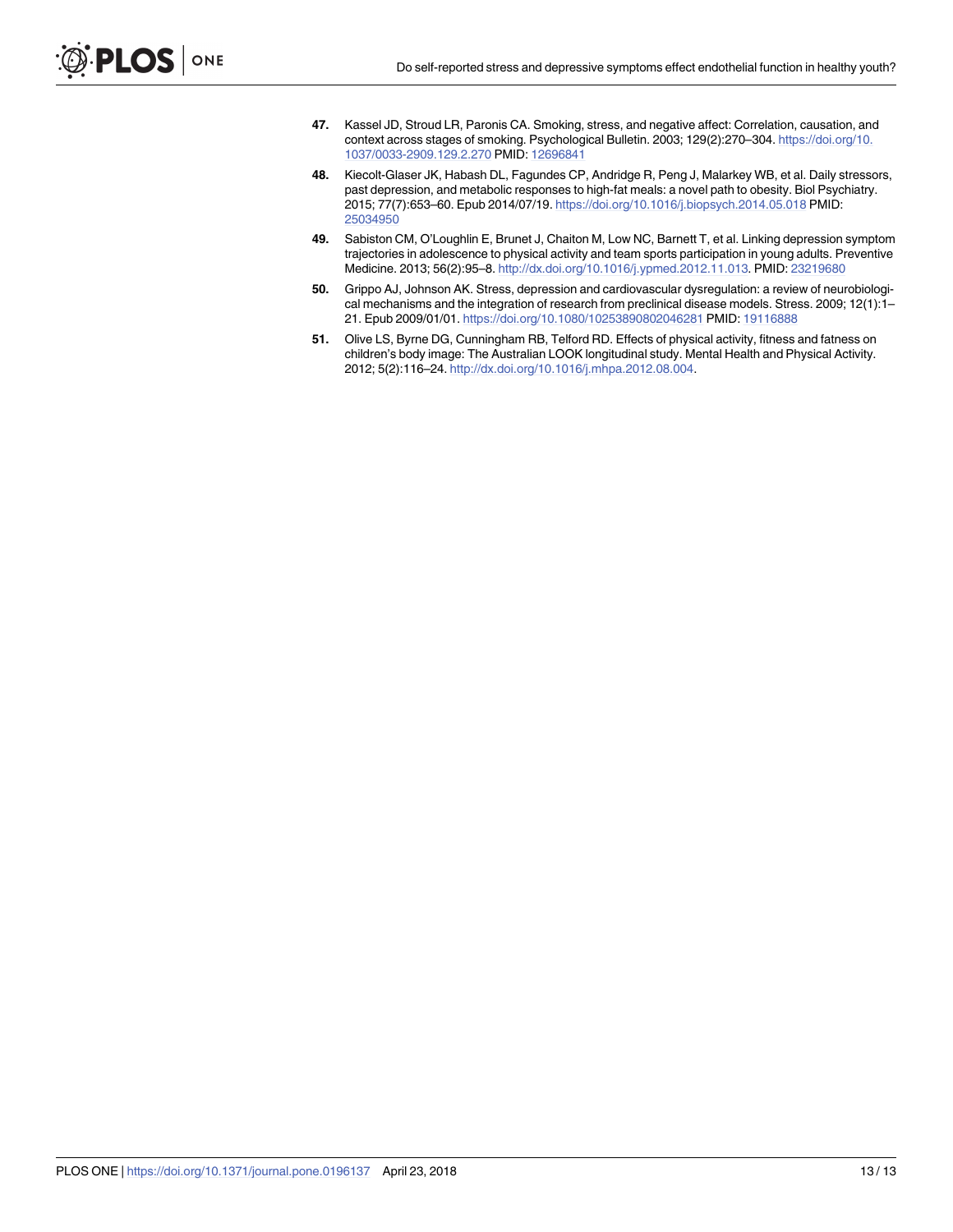47. Kassel JD, Stroud LR, Paronis CA. Smoking, stress, and negative affect: Correlation, causation, and context across stages of smoking. Psychological Bulletin. 2003; 129(2):270–304. https://doi.org/10.1037/0033-2909.129.2.270 PMID: 12696841

48. Kiecolt-Glaser JK, Habash DL, Fagundes CP, Andridge R, Peng J, Malarkey WB, et al. Daily stressors, past depression, and metabolic responses to high-fat meals: a novel path to obesity. Biol Psychiatry. 2015; 77(7):653–60. Epub 2014/07/19. https://doi.org/10.1016/j.biopsych.2014.05.018 PMID: 25034950

49. Sabiston CM, O'Loughlin E, Brunet J, Chaiton M, Low NC, Barnett T, et al. Linking depression symptom trajectories in adolescence to physical activity and team sports participation in young adults. Preventive Medicine. 2013; 56(2):95–8. http://dx.doi.org/10.1016/j.ypmed.2012.11.013. PMID: 23219680

50. Grippo AJ, Johnson AK. Stress, depression and cardiovascular dysregulation: a review of neurobiological mechanisms and the integration of research from preclinical disease models. Stress. 2009; 12(1):1–21. Epub 2009/01/01. https://doi.org/10.1080/10253890802046281 PMID: 19116888

51. Olive LS, Byrne DG, Cunningham RB, Telford RD. Effects of physical activity, fitness and fatness on children's body image: The Australian LOOK longitudinal study. Mental Health and Physical Activity. 2012; 5(2):116–24. http://dx.doi.org/10.1016/j.mhpa.2012.08.004.